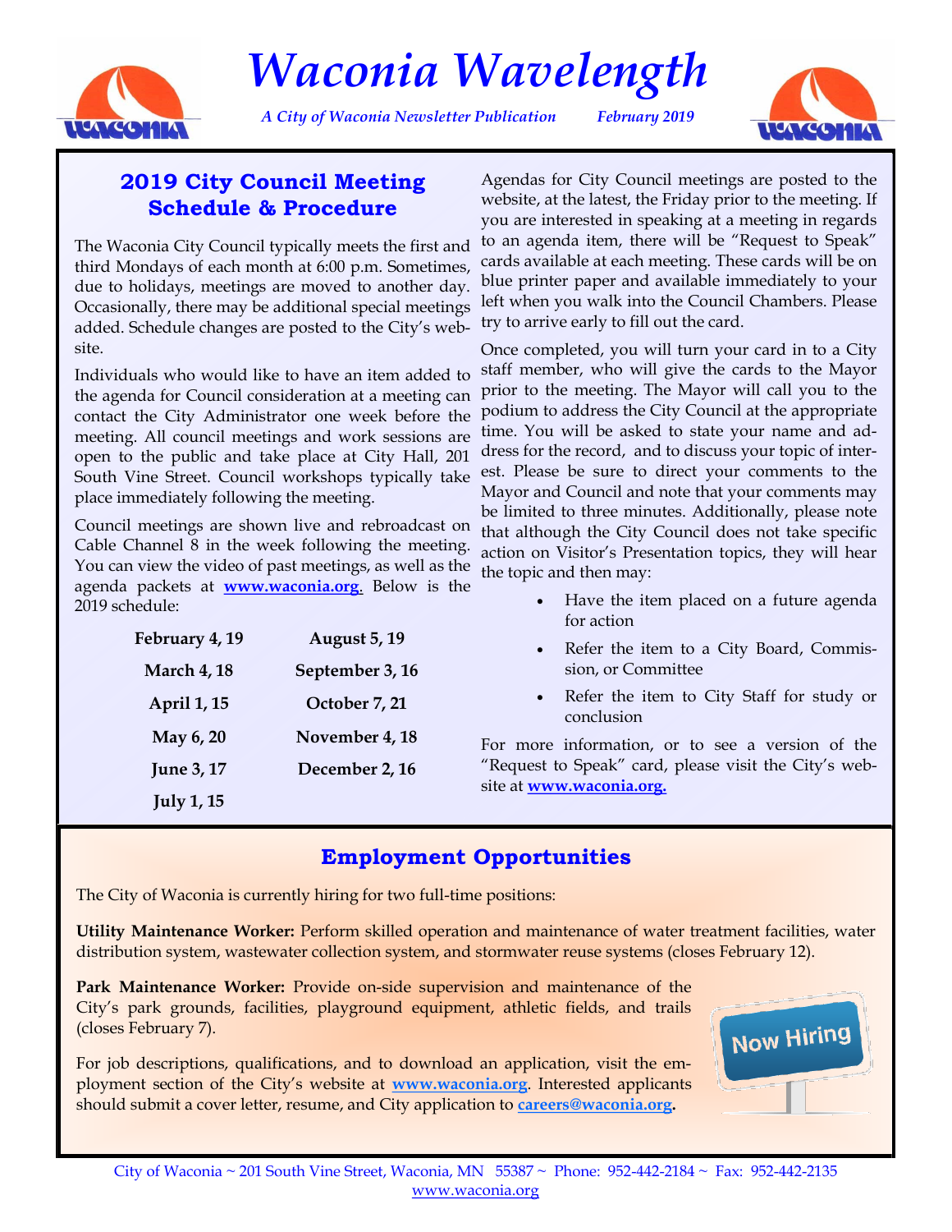# Waconia Wavelength

*A City of Waconia Newsletter Publication* *February 2019*

## 2019 City Council Meeting Schedule & Procedure

The Waconia City Council typically meets the first and third Mondays of each month at 6:00 p.m. Sometimes, due to holidays, meetings are moved to another day. Occasionally, there may be additional special meetings added. Schedule changes are posted to the City's website.

Individuals who would like to have an item added to the agenda for Council consideration at a meeting can contact the City Administrator one week before the meeting. All council meetings and work sessions are open to the public and take place at City Hall, 201 South Vine Street. Council workshops typically take place immediately following the meeting.

Council meetings are shown live and rebroadcast on Cable Channel 8 in the week following the meeting. You can view the video of past meetings, as well as the agenda packets at **www.waconia.org**. Below is the 2019 schedule:

| | |
|---|---|
| **February 4, 19** | **August 5, 19** |
| **March 4, 18** | **September 3, 16** |
| **April 1, 15** | **October 7, 21** |
| **May 6, 20** | **November 4, 18** |
| **June 3, 17** | **December 2, 16** |
| **July 1, 15** | |

Agendas for City Council meetings are posted to the website, at the latest, the Friday prior to the meeting. If you are interested in speaking at a meeting in regards to an agenda item, there will be "Request to Speak" cards available at each meeting. These cards will be on blue printer paper and available immediately to your left when you walk into the Council Chambers. Please try to arrive early to fill out the card.

Once completed, you will turn your card in to a City staff member, who will give the cards to the Mayor prior to the meeting. The Mayor will call you to the podium to address the City Council at the appropriate time. You will be asked to state your name and address for the record, and to discuss your topic of interest. Please be sure to direct your comments to the Mayor and Council and note that your comments may be limited to three minutes. Additionally, please note that although the City Council does not take specific action on Visitor's Presentation topics, they will hear the topic and then may:

- Have the item placed on a future agenda for action
- Refer the item to a City Board, Commission, or Committee
- Refer the item to City Staff for study or conclusion

For more information, or to see a version of the "Request to Speak" card, please visit the City's website at **www.waconia.org.**

## Employment Opportunities

The City of Waconia is currently hiring for two full-time positions:

**Utility Maintenance Worker:** Perform skilled operation and maintenance of water treatment facilities, water distribution system, wastewater collection system, and stormwater reuse systems (closes February 12).

**Park Maintenance Worker:** Provide on-side supervision and maintenance of the City's park grounds, facilities, playground equipment, athletic fields, and trails (closes February 7).

For job descriptions, qualifications, and to download an application, visit the employment section of the City's website at **www.waconia.org**. Interested applicants should submit a cover letter, resume, and City application to **careers@waconia.org.**

City of Waconia ~ 201 South Vine Street, Waconia, MN 55387 ~ Phone: 952-442-2184 ~ Fax: 952-442-2135
www.waconia.org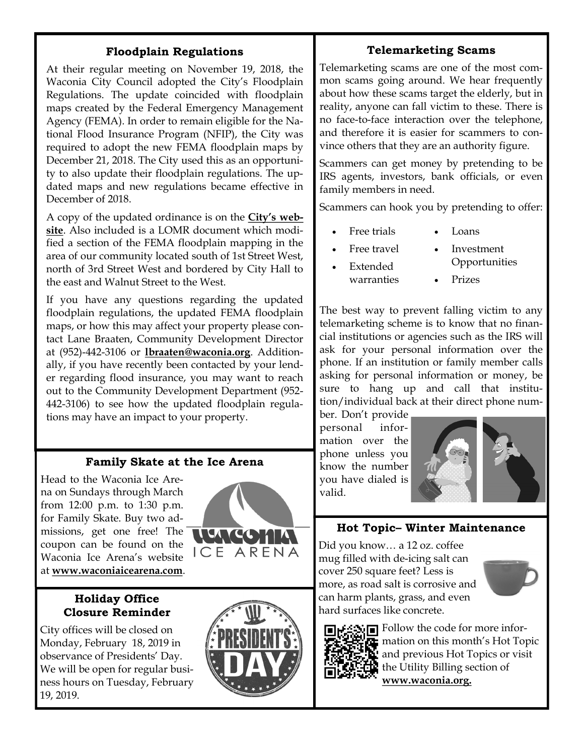## Floodplain Regulations

At their regular meeting on November 19, 2018, the Waconia City Council adopted the City's Floodplain Regulations. The update coincided with floodplain maps created by the Federal Emergency Management Agency (FEMA). In order to remain eligible for the National Flood Insurance Program (NFIP), the City was required to adopt the new FEMA floodplain maps by December 21, 2018. The City used this as an opportunity to also update their floodplain regulations. The updated maps and new regulations became effective in December of 2018.

A copy of the updated ordinance is on the **City's website**. Also included is a LOMR document which modified a section of the FEMA floodplain mapping in the area of our community located south of 1st Street West, north of 3rd Street West and bordered by City Hall to the east and Walnut Street to the West.

If you have any questions regarding the updated floodplain regulations, the updated FEMA floodplain maps, or how this may affect your property please contact Lane Braaten, Community Development Director at (952)-442-3106 or **lbraaten@waconia.org**. Additionally, if you have recently been contacted by your lender regarding flood insurance, you may want to reach out to the Community Development Department (952-442-3106) to see how the updated floodplain regulations may have an impact to your property.

## Family Skate at the Ice Arena

Head to the Waconia Ice Arena on Sundays through March from 12:00 p.m. to 1:30 p.m. for Family Skate. Buy two admissions, get one free! The coupon can be found on the Waconia Ice Arena's website at **www.waconiaicearena.com**.

## Holiday Office Closure Reminder

City offices will be closed on Monday, February 18, 2019 in observance of Presidents' Day. We will be open for regular business hours on Tuesday, February 19, 2019.

## Telemarketing Scams

Telemarketing scams are one of the most common scams going around. We hear frequently about how these scams target the elderly, but in reality, anyone can fall victim to these. There is no face-to-face interaction over the telephone, and therefore it is easier for scammers to convince others that they are an authority figure.

Scammers can get money by pretending to be IRS agents, investors, bank officials, or even family members in need.

Scammers can hook you by pretending to offer:

- Free trials
- Free travel
- Extended warranties
- Loans
- Investment Opportunities
- Prizes

The best way to prevent falling victim to any telemarketing scheme is to know that no financial institutions or agencies such as the IRS will ask for your personal information over the phone. If an institution or family member calls asking for personal information or money, be sure to hang up and call that institution/individual back at their direct phone number. Don't provide personal information over the phone unless you know the number you have dialed is valid.

## Hot Topic– Winter Maintenance

Did you know… a 12 oz. coffee mug filled with de-icing salt can cover 250 square feet? Less is more, as road salt is corrosive and can harm plants, grass, and even hard surfaces like concrete.

Follow the code for more information on this month's Hot Topic and previous Hot Topics or visit the Utility Billing section of **www.waconia.org.**